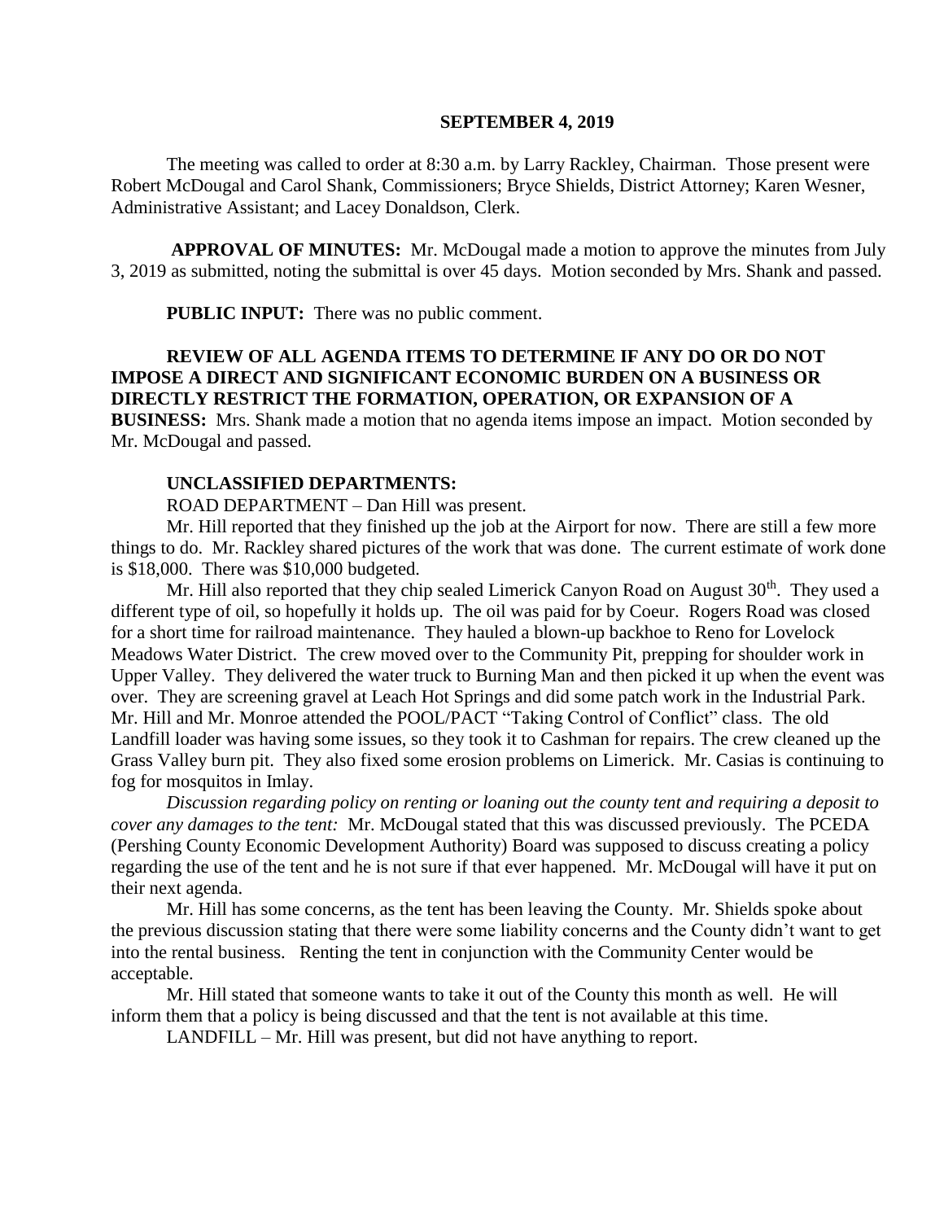**SEPTEMBER 4, 2019**

The meeting was called to order at 8:30 a.m. by Larry Rackley, Chairman. Those present were Robert McDougal and Carol Shank, Commissioners; Bryce Shields, District Attorney; Karen Wesner, Administrative Assistant; and Lacey Donaldson, Clerk.

**APPROVAL OF MINUTES:** Mr. McDougal made a motion to approve the minutes from July 3, 2019 as submitted, noting the submittal is over 45 days. Motion seconded by Mrs. Shank and passed.

**PUBLIC INPUT:** There was no public comment.

**REVIEW OF ALL AGENDA ITEMS TO DETERMINE IF ANY DO OR DO NOT IMPOSE A DIRECT AND SIGNIFICANT ECONOMIC BURDEN ON A BUSINESS OR DIRECTLY RESTRICT THE FORMATION, OPERATION, OR EXPANSION OF A BUSINESS:** Mrs. Shank made a motion that no agenda items impose an impact. Motion seconded by Mr. McDougal and passed.

**UNCLASSIFIED DEPARTMENTS:**

ROAD DEPARTMENT – Dan Hill was present.

Mr. Hill reported that they finished up the job at the Airport for now. There are still a few more things to do. Mr. Rackley shared pictures of the work that was done. The current estimate of work done is $18,000. There was $10,000 budgeted.

Mr. Hill also reported that they chip sealed Limerick Canyon Road on August 30th. They used a different type of oil, so hopefully it holds up. The oil was paid for by Coeur. Rogers Road was closed for a short time for railroad maintenance. They hauled a blown-up backhoe to Reno for Lovelock Meadows Water District. The crew moved over to the Community Pit, prepping for shoulder work in Upper Valley. They delivered the water truck to Burning Man and then picked it up when the event was over. They are screening gravel at Leach Hot Springs and did some patch work in the Industrial Park. Mr. Hill and Mr. Monroe attended the POOL/PACT "Taking Control of Conflict" class. The old Landfill loader was having some issues, so they took it to Cashman for repairs. The crew cleaned up the Grass Valley burn pit. They also fixed some erosion problems on Limerick. Mr. Casias is continuing to fog for mosquitos in Imlay.

*Discussion regarding policy on renting or loaning out the county tent and requiring a deposit to cover any damages to the tent:* Mr. McDougal stated that this was discussed previously. The PCEDA (Pershing County Economic Development Authority) Board was supposed to discuss creating a policy regarding the use of the tent and he is not sure if that ever happened. Mr. McDougal will have it put on their next agenda.

Mr. Hill has some concerns, as the tent has been leaving the County. Mr. Shields spoke about the previous discussion stating that there were some liability concerns and the County didn't want to get into the rental business. Renting the tent in conjunction with the Community Center would be acceptable.

Mr. Hill stated that someone wants to take it out of the County this month as well. He will inform them that a policy is being discussed and that the tent is not available at this time.

LANDFILL – Mr. Hill was present, but did not have anything to report.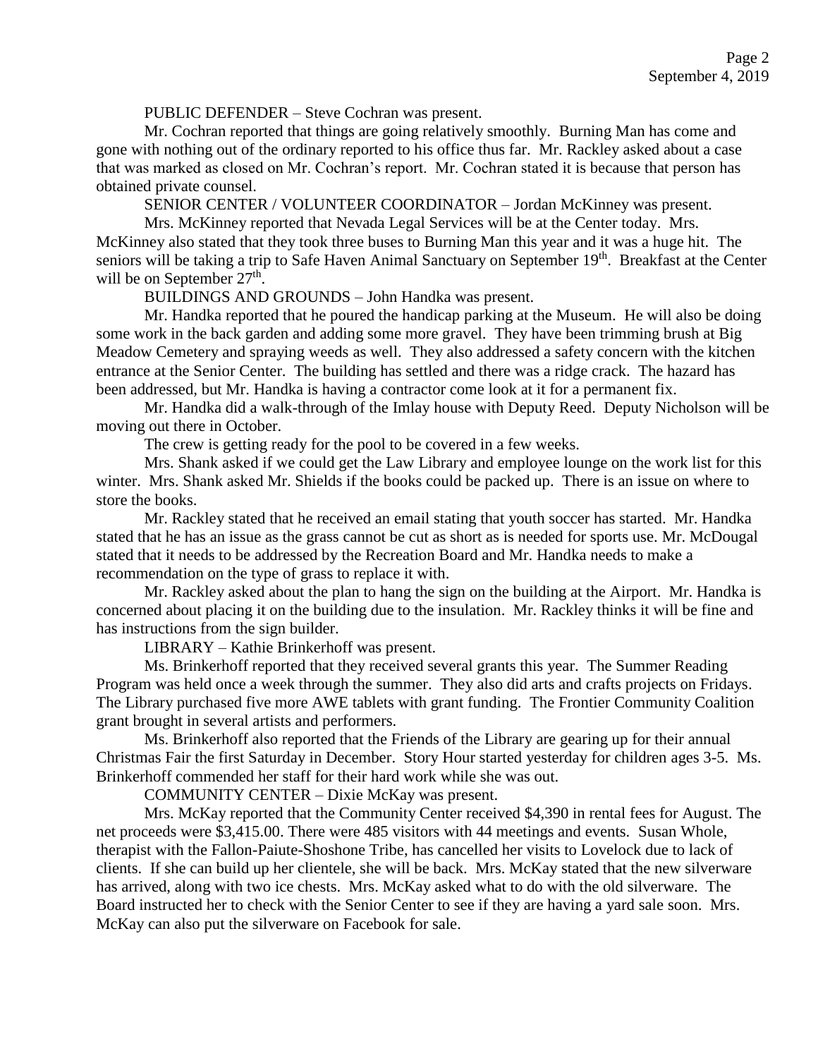PUBLIC DEFENDER – Steve Cochran was present.

Mr. Cochran reported that things are going relatively smoothly. Burning Man has come and gone with nothing out of the ordinary reported to his office thus far. Mr. Rackley asked about a case that was marked as closed on Mr. Cochran's report. Mr. Cochran stated it is because that person has obtained private counsel.

SENIOR CENTER / VOLUNTEER COORDINATOR – Jordan McKinney was present.

Mrs. McKinney reported that Nevada Legal Services will be at the Center today. Mrs. McKinney also stated that they took three buses to Burning Man this year and it was a huge hit. The seniors will be taking a trip to Safe Haven Animal Sanctuary on September 19th. Breakfast at the Center will be on September 27th.

BUILDINGS AND GROUNDS – John Handka was present.

Mr. Handka reported that he poured the handicap parking at the Museum. He will also be doing some work in the back garden and adding some more gravel. They have been trimming brush at Big Meadow Cemetery and spraying weeds as well. They also addressed a safety concern with the kitchen entrance at the Senior Center. The building has settled and there was a ridge crack. The hazard has been addressed, but Mr. Handka is having a contractor come look at it for a permanent fix.

Mr. Handka did a walk-through of the Imlay house with Deputy Reed. Deputy Nicholson will be moving out there in October.

The crew is getting ready for the pool to be covered in a few weeks.

Mrs. Shank asked if we could get the Law Library and employee lounge on the work list for this winter. Mrs. Shank asked Mr. Shields if the books could be packed up. There is an issue on where to store the books.

Mr. Rackley stated that he received an email stating that youth soccer has started. Mr. Handka stated that he has an issue as the grass cannot be cut as short as is needed for sports use. Mr. McDougal stated that it needs to be addressed by the Recreation Board and Mr. Handka needs to make a recommendation on the type of grass to replace it with.

Mr. Rackley asked about the plan to hang the sign on the building at the Airport. Mr. Handka is concerned about placing it on the building due to the insulation. Mr. Rackley thinks it will be fine and has instructions from the sign builder.

LIBRARY – Kathie Brinkerhoff was present.

Ms. Brinkerhoff reported that they received several grants this year. The Summer Reading Program was held once a week through the summer. They also did arts and crafts projects on Fridays. The Library purchased five more AWE tablets with grant funding. The Frontier Community Coalition grant brought in several artists and performers.

Ms. Brinkerhoff also reported that the Friends of the Library are gearing up for their annual Christmas Fair the first Saturday in December. Story Hour started yesterday for children ages 3-5. Ms. Brinkerhoff commended her staff for their hard work while she was out.

COMMUNITY CENTER – Dixie McKay was present.

Mrs. McKay reported that the Community Center received $4,390 in rental fees for August. The net proceeds were $3,415.00. There were 485 visitors with 44 meetings and events. Susan Whole, therapist with the Fallon-Paiute-Shoshone Tribe, has cancelled her visits to Lovelock due to lack of clients. If she can build up her clientele, she will be back. Mrs. McKay stated that the new silverware has arrived, along with two ice chests. Mrs. McKay asked what to do with the old silverware. The Board instructed her to check with the Senior Center to see if they are having a yard sale soon. Mrs. McKay can also put the silverware on Facebook for sale.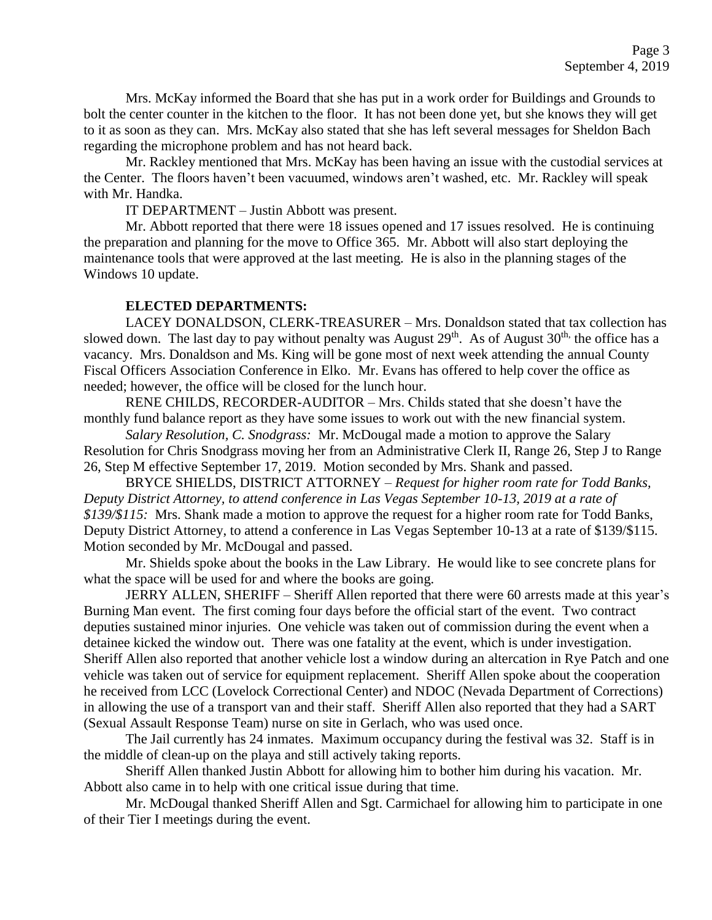Mrs. McKay informed the Board that she has put in a work order for Buildings and Grounds to bolt the center counter in the kitchen to the floor. It has not been done yet, but she knows they will get to it as soon as they can. Mrs. McKay also stated that she has left several messages for Sheldon Bach regarding the microphone problem and has not heard back.

Mr. Rackley mentioned that Mrs. McKay has been having an issue with the custodial services at the Center. The floors haven't been vacuumed, windows aren't washed, etc. Mr. Rackley will speak with Mr. Handka.

IT DEPARTMENT – Justin Abbott was present.

Mr. Abbott reported that there were 18 issues opened and 17 issues resolved. He is continuing the preparation and planning for the move to Office 365. Mr. Abbott will also start deploying the maintenance tools that were approved at the last meeting. He is also in the planning stages of the Windows 10 update.

**ELECTED DEPARTMENTS:**

LACEY DONALDSON, CLERK-TREASURER – Mrs. Donaldson stated that tax collection has slowed down. The last day to pay without penalty was August 29th. As of August 30th, the office has a vacancy. Mrs. Donaldson and Ms. King will be gone most of next week attending the annual County Fiscal Officers Association Conference in Elko. Mr. Evans has offered to help cover the office as needed; however, the office will be closed for the lunch hour.

RENE CHILDS, RECORDER-AUDITOR – Mrs. Childs stated that she doesn't have the monthly fund balance report as they have some issues to work out with the new financial system.

*Salary Resolution, C. Snodgrass:* Mr. McDougal made a motion to approve the Salary Resolution for Chris Snodgrass moving her from an Administrative Clerk II, Range 26, Step J to Range 26, Step M effective September 17, 2019. Motion seconded by Mrs. Shank and passed.

BRYCE SHIELDS, DISTRICT ATTORNEY – *Request for higher room rate for Todd Banks, Deputy District Attorney, to attend conference in Las Vegas September 10-13, 2019 at a rate of $139/$115:* Mrs. Shank made a motion to approve the request for a higher room rate for Todd Banks, Deputy District Attorney, to attend a conference in Las Vegas September 10-13 at a rate of $139/$115. Motion seconded by Mr. McDougal and passed.

Mr. Shields spoke about the books in the Law Library. He would like to see concrete plans for what the space will be used for and where the books are going.

JERRY ALLEN, SHERIFF – Sheriff Allen reported that there were 60 arrests made at this year's Burning Man event. The first coming four days before the official start of the event. Two contract deputies sustained minor injuries. One vehicle was taken out of commission during the event when a detainee kicked the window out. There was one fatality at the event, which is under investigation. Sheriff Allen also reported that another vehicle lost a window during an altercation in Rye Patch and one vehicle was taken out of service for equipment replacement. Sheriff Allen spoke about the cooperation he received from LCC (Lovelock Correctional Center) and NDOC (Nevada Department of Corrections) in allowing the use of a transport van and their staff. Sheriff Allen also reported that they had a SART (Sexual Assault Response Team) nurse on site in Gerlach, who was used once.

The Jail currently has 24 inmates. Maximum occupancy during the festival was 32. Staff is in the middle of clean-up on the playa and still actively taking reports.

Sheriff Allen thanked Justin Abbott for allowing him to bother him during his vacation. Mr. Abbott also came in to help with one critical issue during that time.

Mr. McDougal thanked Sheriff Allen and Sgt. Carmichael for allowing him to participate in one of their Tier I meetings during the event.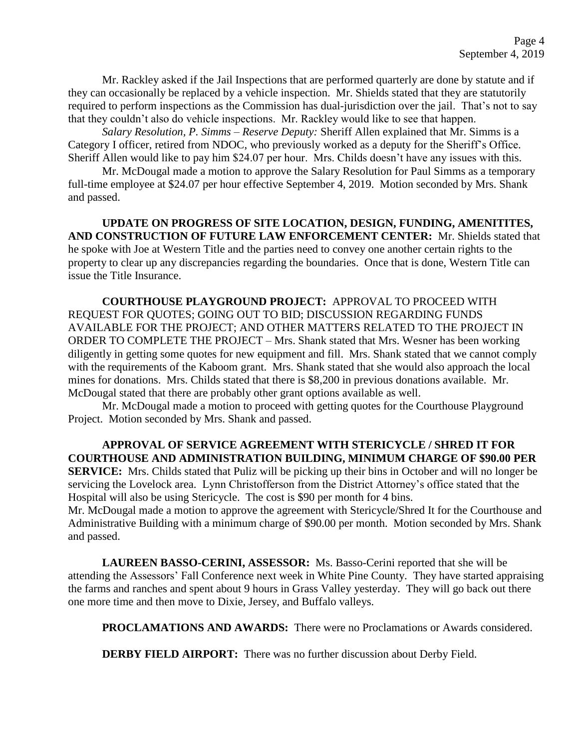Mr. Rackley asked if the Jail Inspections that are performed quarterly are done by statute and if they can occasionally be replaced by a vehicle inspection. Mr. Shields stated that they are statutorily required to perform inspections as the Commission has dual-jurisdiction over the jail. That's not to say that they couldn't also do vehicle inspections. Mr. Rackley would like to see that happen.

*Salary Resolution, P. Simms – Reserve Deputy:* Sheriff Allen explained that Mr. Simms is a Category I officer, retired from NDOC, who previously worked as a deputy for the Sheriff's Office. Sheriff Allen would like to pay him $24.07 per hour. Mrs. Childs doesn't have any issues with this.

Mr. McDougal made a motion to approve the Salary Resolution for Paul Simms as a temporary full-time employee at $24.07 per hour effective September 4, 2019. Motion seconded by Mrs. Shank and passed.

**UPDATE ON PROGRESS OF SITE LOCATION, DESIGN, FUNDING, AMENITITES, AND CONSTRUCTION OF FUTURE LAW ENFORCEMENT CENTER:** Mr. Shields stated that he spoke with Joe at Western Title and the parties need to convey one another certain rights to the property to clear up any discrepancies regarding the boundaries. Once that is done, Western Title can issue the Title Insurance.

**COURTHOUSE PLAYGROUND PROJECT:** APPROVAL TO PROCEED WITH REQUEST FOR QUOTES; GOING OUT TO BID; DISCUSSION REGARDING FUNDS AVAILABLE FOR THE PROJECT; AND OTHER MATTERS RELATED TO THE PROJECT IN ORDER TO COMPLETE THE PROJECT – Mrs. Shank stated that Mrs. Wesner has been working diligently in getting some quotes for new equipment and fill. Mrs. Shank stated that we cannot comply with the requirements of the Kaboom grant. Mrs. Shank stated that she would also approach the local mines for donations. Mrs. Childs stated that there is $8,200 in previous donations available. Mr. McDougal stated that there are probably other grant options available as well.

Mr. McDougal made a motion to proceed with getting quotes for the Courthouse Playground Project. Motion seconded by Mrs. Shank and passed.

**APPROVAL OF SERVICE AGREEMENT WITH STERICYCLE / SHRED IT FOR COURTHOUSE AND ADMINISTRATION BUILDING, MINIMUM CHARGE OF $90.00 PER SERVICE:** Mrs. Childs stated that Puliz will be picking up their bins in October and will no longer be servicing the Lovelock area. Lynn Christofferson from the District Attorney's office stated that the Hospital will also be using Stericycle. The cost is $90 per month for 4 bins.

Mr. McDougal made a motion to approve the agreement with Stericycle/Shred It for the Courthouse and Administrative Building with a minimum charge of $90.00 per month. Motion seconded by Mrs. Shank and passed.

**LAUREEN BASSO-CERINI, ASSESSOR:** Ms. Basso-Cerini reported that she will be attending the Assessors' Fall Conference next week in White Pine County. They have started appraising the farms and ranches and spent about 9 hours in Grass Valley yesterday. They will go back out there one more time and then move to Dixie, Jersey, and Buffalo valleys.

**PROCLAMATIONS AND AWARDS:** There were no Proclamations or Awards considered.

**DERBY FIELD AIRPORT:** There was no further discussion about Derby Field.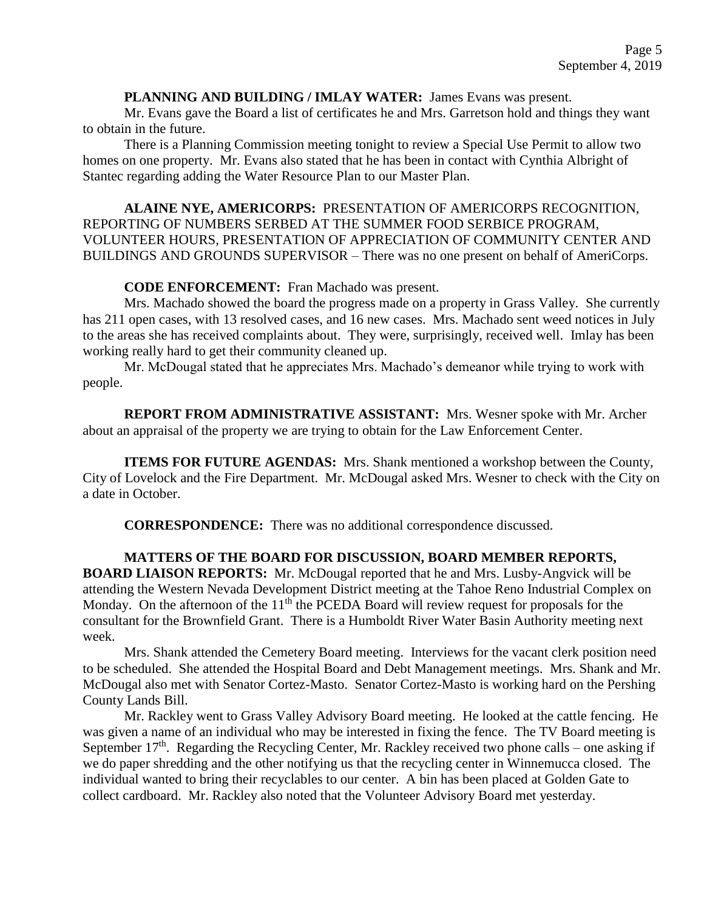**PLANNING AND BUILDING / IMLAY WATER:** James Evans was present.

Mr. Evans gave the Board a list of certificates he and Mrs. Garretson hold and things they want to obtain in the future.

There is a Planning Commission meeting tonight to review a Special Use Permit to allow two homes on one property. Mr. Evans also stated that he has been in contact with Cynthia Albright of Stantec regarding adding the Water Resource Plan to our Master Plan.

**ALAINE NYE, AMERICORPS:** PRESENTATION OF AMERICORPS RECOGNITION, REPORTING OF NUMBERS SERBED AT THE SUMMER FOOD SERBICE PROGRAM, VOLUNTEER HOURS, PRESENTATION OF APPRECIATION OF COMMUNITY CENTER AND BUILDINGS AND GROUNDS SUPERVISOR – There was no one present on behalf of AmeriCorps.

**CODE ENFORCEMENT:** Fran Machado was present.

Mrs. Machado showed the board the progress made on a property in Grass Valley. She currently has 211 open cases, with 13 resolved cases, and 16 new cases. Mrs. Machado sent weed notices in July to the areas she has received complaints about. They were, surprisingly, received well. Imlay has been working really hard to get their community cleaned up.

Mr. McDougal stated that he appreciates Mrs. Machado's demeanor while trying to work with people.

**REPORT FROM ADMINISTRATIVE ASSISTANT:** Mrs. Wesner spoke with Mr. Archer about an appraisal of the property we are trying to obtain for the Law Enforcement Center.

**ITEMS FOR FUTURE AGENDAS:** Mrs. Shank mentioned a workshop between the County, City of Lovelock and the Fire Department. Mr. McDougal asked Mrs. Wesner to check with the City on a date in October.

**CORRESPONDENCE:** There was no additional correspondence discussed.

**MATTERS OF THE BOARD FOR DISCUSSION, BOARD MEMBER REPORTS, BOARD LIAISON REPORTS:** Mr. McDougal reported that he and Mrs. Lusby-Angvick will be attending the Western Nevada Development District meeting at the Tahoe Reno Industrial Complex on Monday. On the afternoon of the 11th the PCEDA Board will review request for proposals for the consultant for the Brownfield Grant. There is a Humboldt River Water Basin Authority meeting next week.

Mrs. Shank attended the Cemetery Board meeting. Interviews for the vacant clerk position need to be scheduled. She attended the Hospital Board and Debt Management meetings. Mrs. Shank and Mr. McDougal also met with Senator Cortez-Masto. Senator Cortez-Masto is working hard on the Pershing County Lands Bill.

Mr. Rackley went to Grass Valley Advisory Board meeting. He looked at the cattle fencing. He was given a name of an individual who may be interested in fixing the fence. The TV Board meeting is September 17th. Regarding the Recycling Center, Mr. Rackley received two phone calls – one asking if we do paper shredding and the other notifying us that the recycling center in Winnemucca closed. The individual wanted to bring their recyclables to our center. A bin has been placed at Golden Gate to collect cardboard. Mr. Rackley also noted that the Volunteer Advisory Board met yesterday.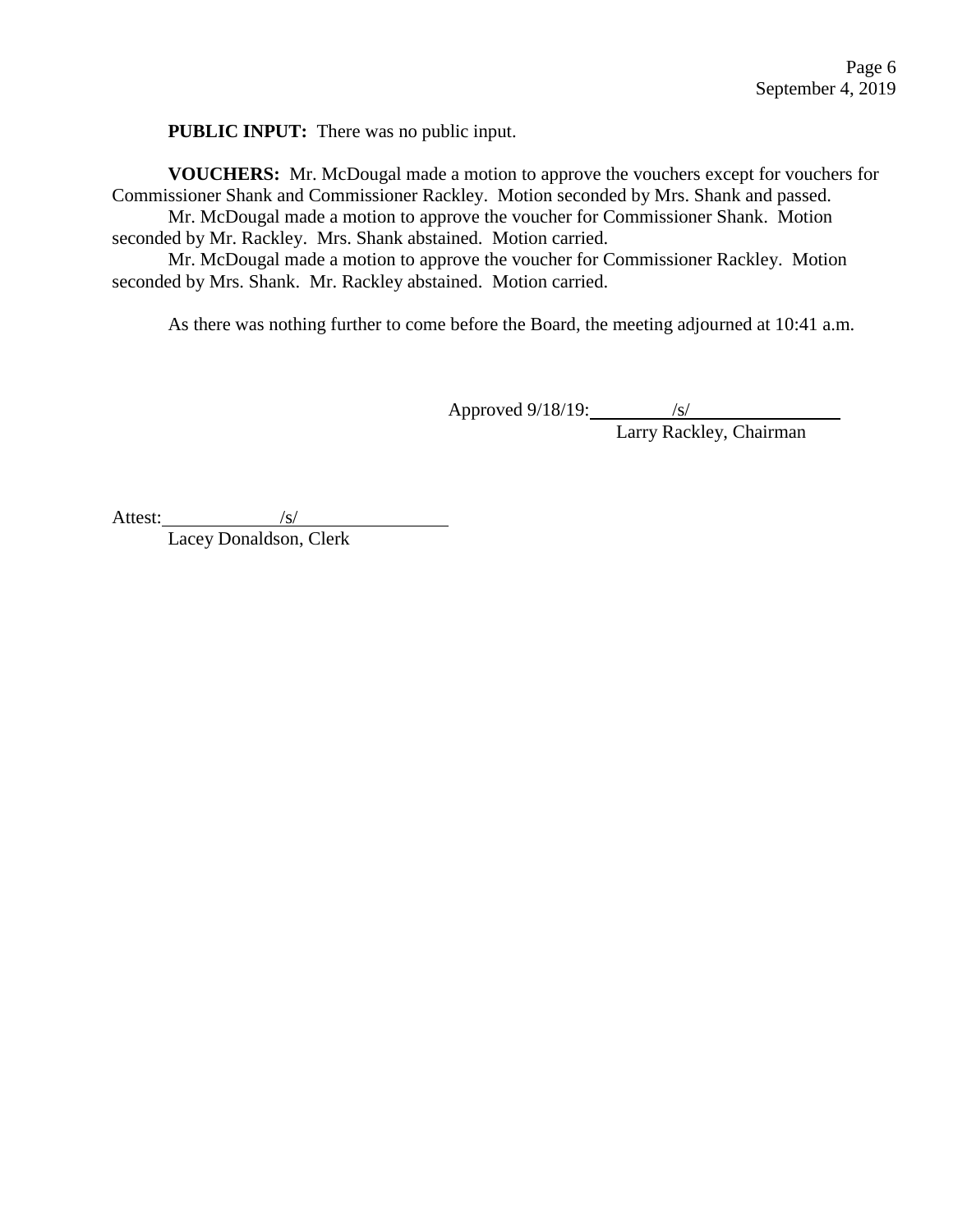**PUBLIC INPUT:** There was no public input.

**VOUCHERS:** Mr. McDougal made a motion to approve the vouchers except for vouchers for Commissioner Shank and Commissioner Rackley. Motion seconded by Mrs. Shank and passed.

Mr. McDougal made a motion to approve the voucher for Commissioner Shank. Motion seconded by Mr. Rackley. Mrs. Shank abstained. Motion carried.

Mr. McDougal made a motion to approve the voucher for Commissioner Rackley. Motion seconded by Mrs. Shank. Mr. Rackley abstained. Motion carried.

As there was nothing further to come before the Board, the meeting adjourned at 10:41 a.m.

Approved 9/18/19: /s/
Larry Rackley, Chairman

Attest: /s/
Lacey Donaldson, Clerk